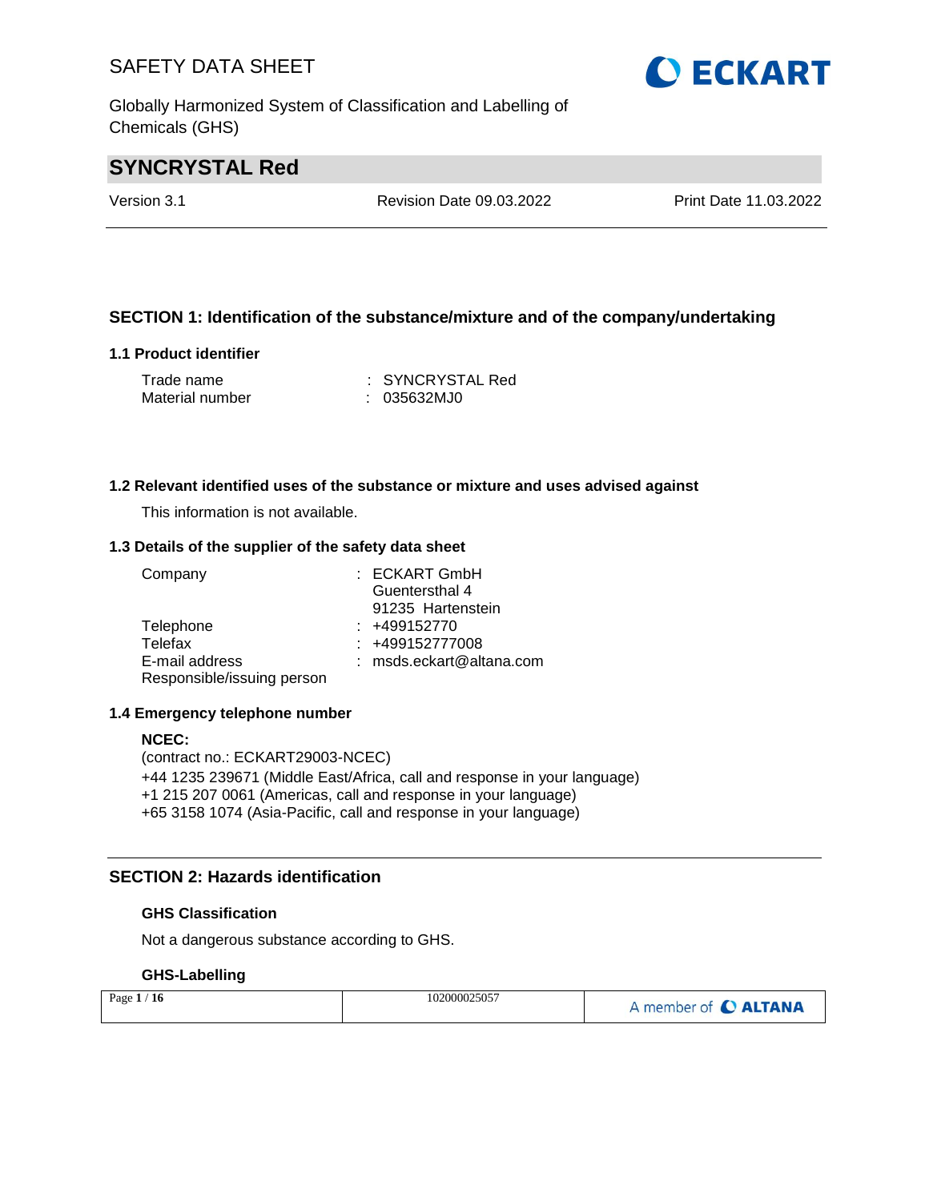# SYNCRYSTAL Red

Version 3.1 | Revision Date 09.03.2022 | Print Date 11.03.2022

## SECTION 1: Identification of the substance/mixture and of the company/undertaking

### 1.1 Product identifier

| | |
|---|---|
| Trade name | : SYNCRYSTAL Red |
| Material number | : 035632MJ0 |

### 1.2 Relevant identified uses of the substance or mixture and uses advised against

This information is not available.

### 1.3 Details of the supplier of the safety data sheet

| | |
|---|---|
| Company | : ECKART GmbH<br>Guentersthal 4<br>91235 Hartenstein |
| Telephone | : +499152770 |
| Telefax | : +499152777008 |
| E-mail address | : msds.eckart@altana.com |
| Responsible/issuing person | |

### 1.4 Emergency telephone number

**NCEC:**
(contract no.: ECKART29003-NCEC)
+44 1235 239671 (Middle East/Africa, call and response in your language)
+1 215 207 0061 (Americas, call and response in your language)
+65 3158 1074 (Asia-Pacific, call and response in your language)

## SECTION 2: Hazards identification

### GHS Classification

Not a dangerous substance according to GHS.

### GHS-Labelling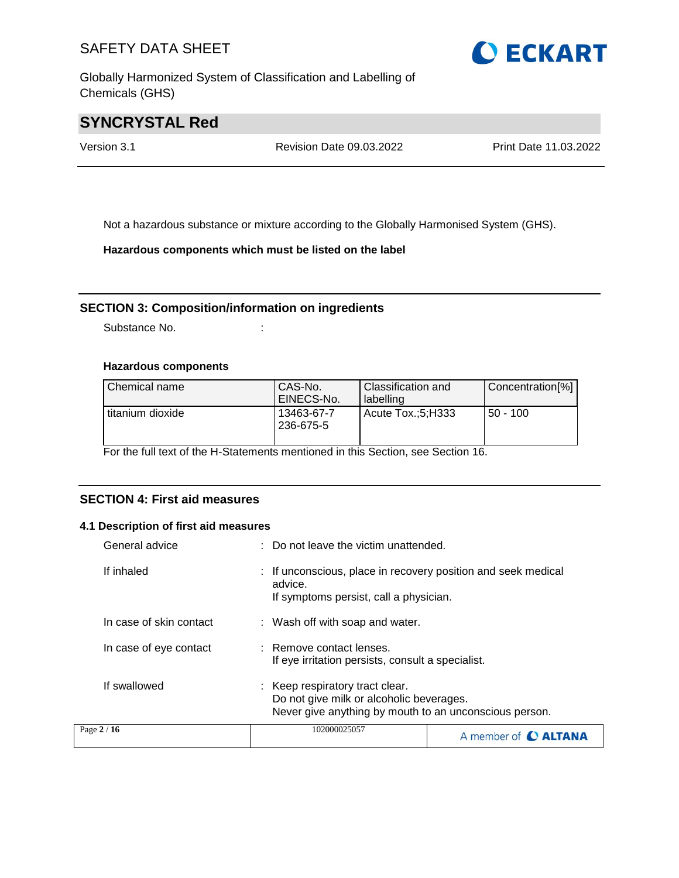Not a hazardous substance or mixture according to the Globally Harmonised System (GHS).

**Hazardous components which must be listed on the label**

## SECTION 3: Composition/information on ingredients

Substance No. :

**Hazardous components**

| Chemical name | CAS-No. EINECS-No. | Classification and labelling | Concentration[%] |
|---|---|---|---|
| titanium dioxide | 13463-67-7 236-675-5 | Acute Tox.;5;H333 | 50 - 100 |

For the full text of the H-Statements mentioned in this Section, see Section 16.

## SECTION 4: First aid measures

### 4.1 Description of first aid measures

General advice : Do not leave the victim unattended.

If inhaled : If unconscious, place in recovery position and seek medical advice.
If symptoms persist, call a physician.

In case of skin contact : Wash off with soap and water.

In case of eye contact : Remove contact lenses.
If eye irritation persists, consult a specialist.

If swallowed : Keep respiratory tract clear.
Do not give milk or alcoholic beverages.
Never give anything by mouth to an unconscious person.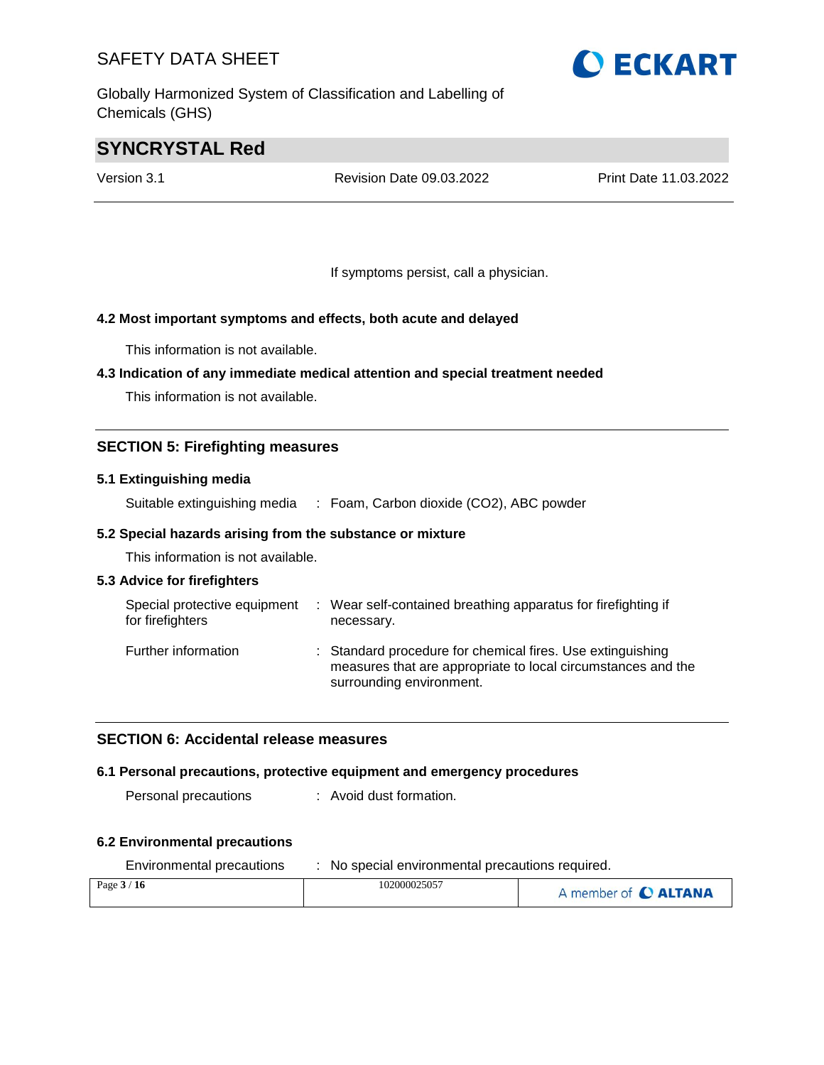If symptoms persist, call a physician.

### 4.2 Most important symptoms and effects, both acute and delayed

This information is not available.

### 4.3 Indication of any immediate medical attention and special treatment needed

This information is not available.

## SECTION 5: Firefighting measures

### 5.1 Extinguishing media

Suitable extinguishing media : Foam, Carbon dioxide ($CO_2$), ABC powder

### 5.2 Special hazards arising from the substance or mixture

This information is not available.

### 5.3 Advice for firefighters

Special protective equipment for firefighters : Wear self-contained breathing apparatus for firefighting if necessary.

Further information : Standard procedure for chemical fires. Use extinguishing measures that are appropriate to local circumstances and the surrounding environment.

## SECTION 6: Accidental release measures

### 6.1 Personal precautions, protective equipment and emergency procedures

Personal precautions : Avoid dust formation.

### 6.2 Environmental precautions

Environmental precautions : No special environmental precautions required.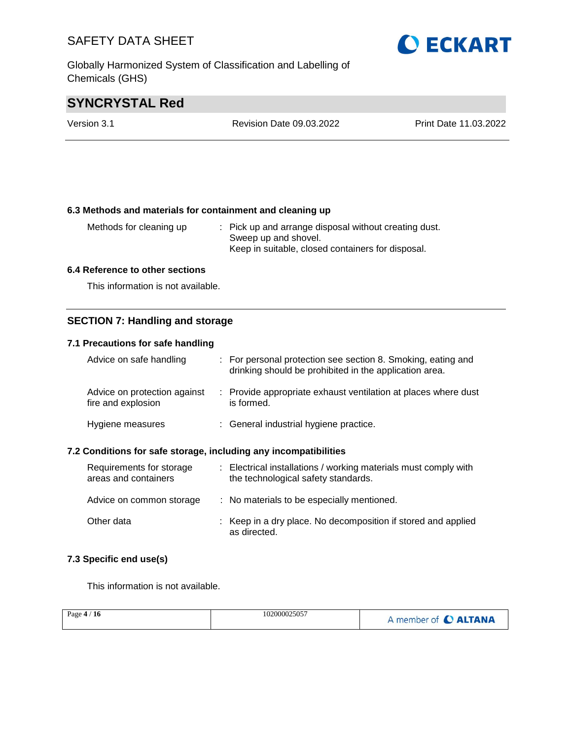### 6.3 Methods and materials for containment and cleaning up

| | |
|---|---|
| Methods for cleaning up | : Pick up and arrange disposal without creating dust. Sweep up and shovel. Keep in suitable, closed containers for disposal. |

### 6.4 Reference to other sections

This information is not available.

## SECTION 7: Handling and storage

### 7.1 Precautions for safe handling

| | |
|---|---|
| Advice on safe handling | : For personal protection see section 8. Smoking, eating and drinking should be prohibited in the application area. |
| Advice on protection against fire and explosion | : Provide appropriate exhaust ventilation at places where dust is formed. |
| Hygiene measures | : General industrial hygiene practice. |

### 7.2 Conditions for safe storage, including any incompatibilities

| | |
|---|---|
| Requirements for storage areas and containers | : Electrical installations / working materials must comply with the technological safety standards. |
| Advice on common storage | : No materials to be especially mentioned. |
| Other data | : Keep in a dry place. No decomposition if stored and applied as directed. |

### 7.3 Specific end use(s)

This information is not available.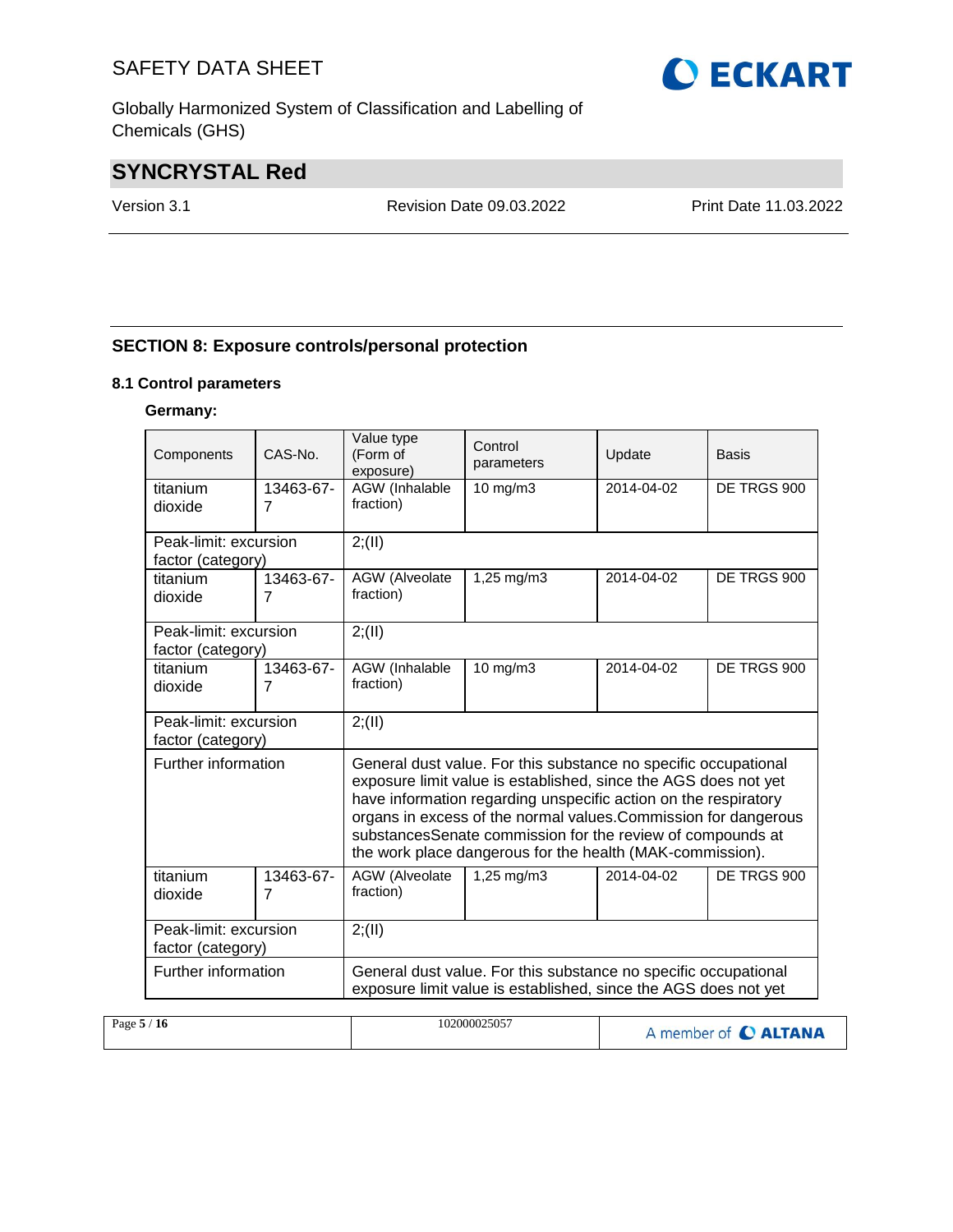## SECTION 8: Exposure controls/personal protection

### 8.1 Control parameters

**Germany:**

| Components | CAS-No. | Value type (Form of exposure) | Control parameters | Update | Basis |
|---|---|---|---|---|---|
| titanium dioxide | 13463-67-7 | AGW (Inhalable fraction) | 10 mg/m3 | 2014-04-02 | DE TRGS 900 |
| Peak-limit: excursion factor (category) | | 2;(II) | | | |
| titanium dioxide | 13463-67-7 | AGW (Alveolate fraction) | 1,25 mg/m3 | 2014-04-02 | DE TRGS 900 |
| Peak-limit: excursion factor (category) | | 2;(II) | | | |
| titanium dioxide | 13463-67-7 | AGW (Inhalable fraction) | 10 mg/m3 | 2014-04-02 | DE TRGS 900 |
| Peak-limit: excursion factor (category) | | 2;(II) | | | |
| Further information | | General dust value. For this substance no specific occupational exposure limit value is established, since the AGS does not yet have information regarding unspecific action on the respiratory organs in excess of the normal values.Commission for dangerous substancesSenate commission for the review of compounds at the work place dangerous for the health (MAK-commission). | | | |
| titanium dioxide | 13463-67-7 | AGW (Alveolate fraction) | 1,25 mg/m3 | 2014-04-02 | DE TRGS 900 |
| Peak-limit: excursion factor (category) | | 2;(II) | | | |
| Further information | | General dust value. For this substance no specific occupational exposure limit value is established, since the AGS does not yet | | | |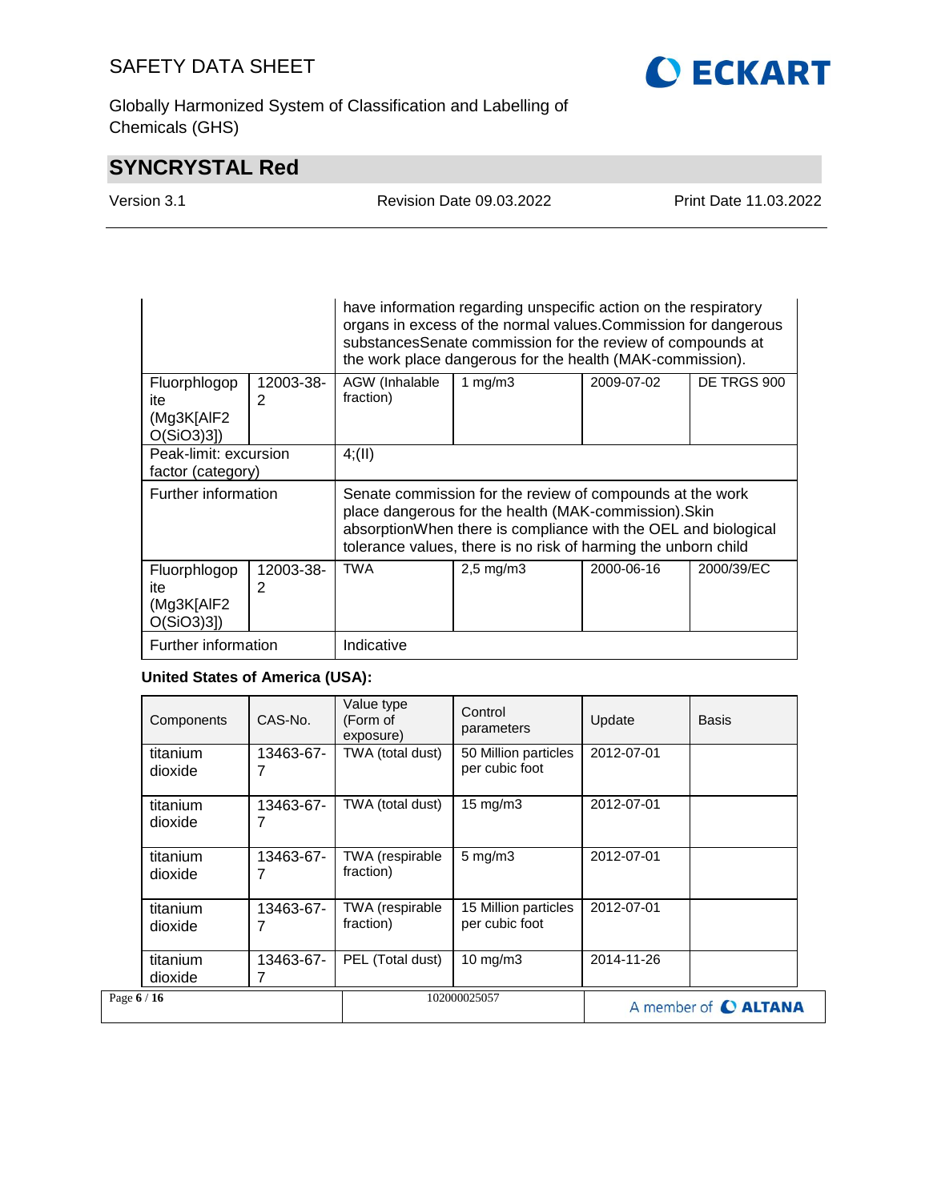| | | | | | |
|---|---|---|---|---|---|
| | | have information regarding unspecific action on the respiratory organs in excess of the normal values.Commission for dangerous substancesSenate commission for the review of compounds at the work place dangerous for the health (MAK-commission). | | | |
| Fluorphlogopite (Mg3K[AlF2 O(SiO3)3]) | 12003-38-2 | AGW (Inhalable fraction) | 1 mg/m3 | 2009-07-02 | DE TRGS 900 |
| Peak-limit: excursion factor (category) | | 4;(II) | | | |
| Further information | | Senate commission for the review of compounds at the work place dangerous for the health (MAK-commission).Skin absorptionWhen there is compliance with the OEL and biological tolerance values, there is no risk of harming the unborn child | | | |
| Fluorphlogopite (Mg3K[AlF2 O(SiO3)3]) | 12003-38-2 | TWA | 2,5 mg/m3 | 2000-06-16 | 2000/39/EC |
| Further information | | Indicative | | | |

**United States of America (USA):**

| Components | CAS-No. | Value type (Form of exposure) | Control parameters | Update | Basis |
|---|---|---|---|---|---|
| titanium dioxide | 13463-67-7 | TWA (total dust) | 50 Million particles per cubic foot | 2012-07-01 | |
| titanium dioxide | 13463-67-7 | TWA (total dust) | 15 mg/m3 | 2012-07-01 | |
| titanium dioxide | 13463-67-7 | TWA (respirable fraction) | 5 mg/m3 | 2012-07-01 | |
| titanium dioxide | 13463-67-7 | TWA (respirable fraction) | 15 Million particles per cubic foot | 2012-07-01 | |
| titanium dioxide | 13463-67-7 | PEL (Total dust) | 10 mg/m3 | 2014-11-26 | |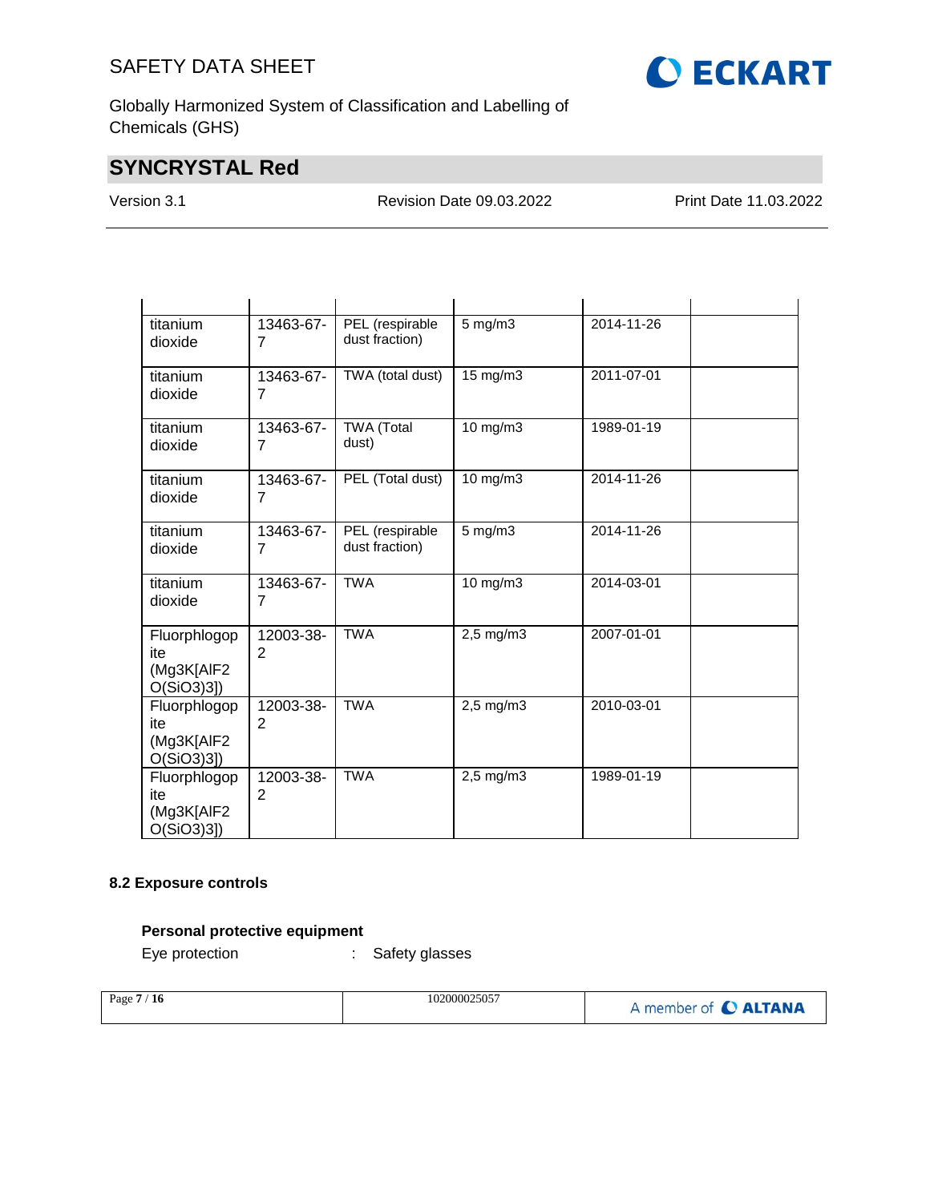| | | | | | |
|---|---|---|---|---|---|
| titanium dioxide | 13463-67-7 | PEL (respirable dust fraction) | 5 mg/m3 | 2014-11-26 | |
| titanium dioxide | 13463-67-7 | TWA (total dust) | 15 mg/m3 | 2011-07-01 | |
| titanium dioxide | 13463-67-7 | TWA (Total dust) | 10 mg/m3 | 1989-01-19 | |
| titanium dioxide | 13463-67-7 | PEL (Total dust) | 10 mg/m3 | 2014-11-26 | |
| titanium dioxide | 13463-67-7 | PEL (respirable dust fraction) | 5 mg/m3 | 2014-11-26 | |
| titanium dioxide | 13463-67-7 | TWA | 10 mg/m3 | 2014-03-01 | |
| Fluorphlogopite (Mg3K[AlF2 O(SiO3)3]) | 12003-38-2 | TWA | 2,5 mg/m3 | 2007-01-01 | |
| Fluorphlogopite (Mg3K[AlF2 O(SiO3)3]) | 12003-38-2 | TWA | 2,5 mg/m3 | 2010-03-01 | |
| Fluorphlogopite (Mg3K[AlF2 O(SiO3)3]) | 12003-38-2 | TWA | 2,5 mg/m3 | 1989-01-19 | |

### 8.2 Exposure controls

**Personal protective equipment**

Eye protection : Safety glasses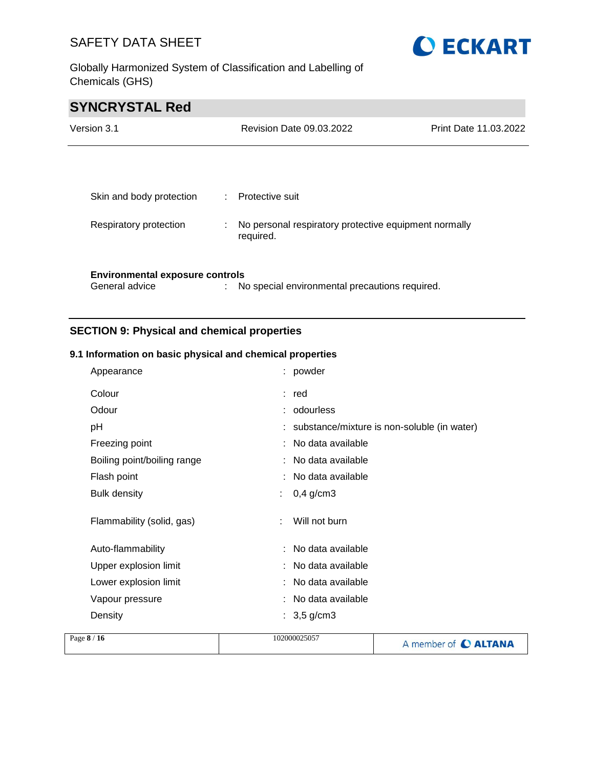| | | |
|---|---|---|
| Skin and body protection | : | Protective suit |
| Respiratory protection | : | No personal respiratory protective equipment normally required. |

**Environmental exposure controls**

| | | |
|---|---|---|
| General advice | : | No special environmental precautions required. |

## SECTION 9: Physical and chemical properties

### 9.1 Information on basic physical and chemical properties

| | | |
|---|---|---|
| Appearance | : | powder |
| Colour | : | red |
| Odour | : | odourless |
| pH | : | substance/mixture is non-soluble (in water) |
| Freezing point | : | No data available |
| Boiling point/boiling range | : | No data available |
| Flash point | : | No data available |
| Bulk density | : | 0,4 g/cm3 |
| Flammability (solid, gas) | : | Will not burn |
| Auto-flammability | : | No data available |
| Upper explosion limit | : | No data available |
| Lower explosion limit | : | No data available |
| Vapour pressure | : | No data available |
| Density | : | 3,5 g/cm3 |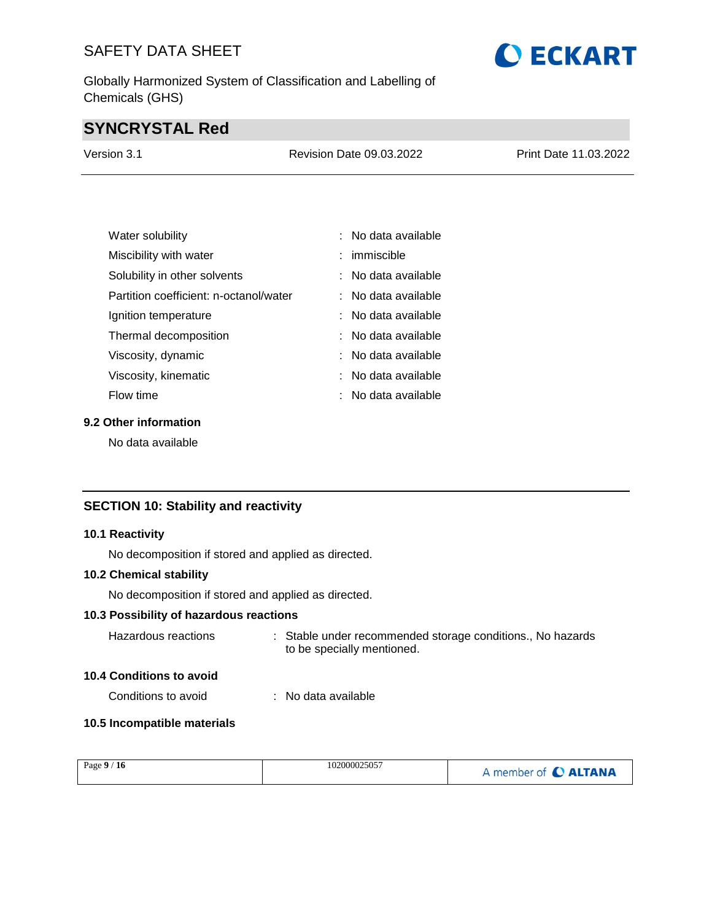| | |
|---|---|
| Water solubility | : No data available |
| Miscibility with water | : immiscible |
| Solubility in other solvents | : No data available |
| Partition coefficient: n-octanol/water | : No data available |
| Ignition temperature | : No data available |
| Thermal decomposition | : No data available |
| Viscosity, dynamic | : No data available |
| Viscosity, kinematic | : No data available |
| Flow time | : No data available |

### 9.2 Other information

No data available

## SECTION 10: Stability and reactivity

### 10.1 Reactivity

No decomposition if stored and applied as directed.

### 10.2 Chemical stability

No decomposition if stored and applied as directed.

### 10.3 Possibility of hazardous reactions

Hazardous reactions : Stable under recommended storage conditions., No hazards to be specially mentioned.

### 10.4 Conditions to avoid

Conditions to avoid : No data available

### 10.5 Incompatible materials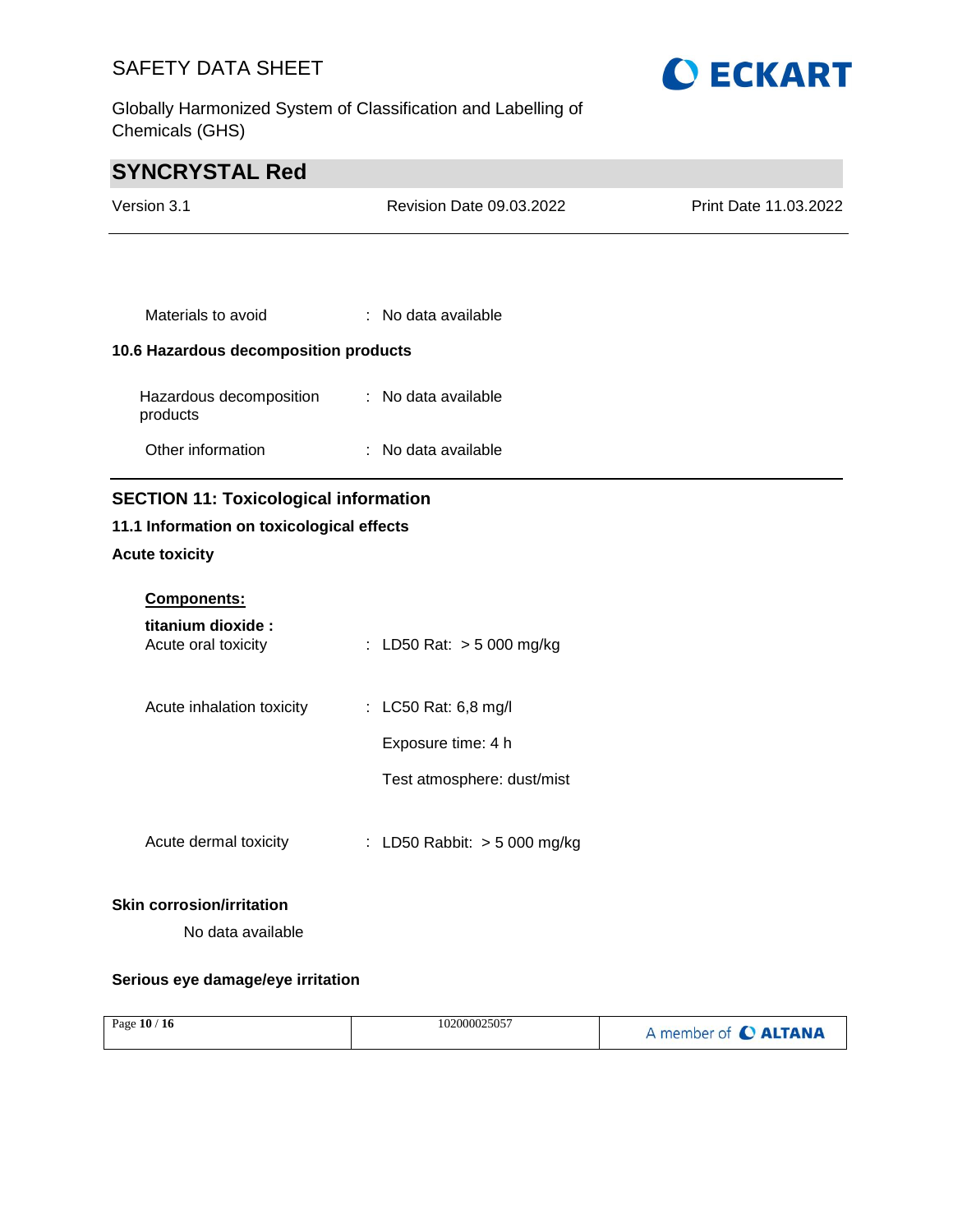Materials to avoid : No data available

### 10.6 Hazardous decomposition products

Hazardous decomposition products : No data available

Other information : No data available

## SECTION 11: Toxicological information

### 11.1 Information on toxicological effects

**Acute toxicity**

**Components:**

**titanium dioxide :**

Acute oral toxicity : LD50 Rat: > 5 000 mg/kg

Acute inhalation toxicity : LC50 Rat: 6,8 mg/l

Exposure time: 4 h

Test atmosphere: dust/mist

Acute dermal toxicity : LD50 Rabbit: > 5 000 mg/kg

**Skin corrosion/irritation**

No data available

**Serious eye damage/eye irritation**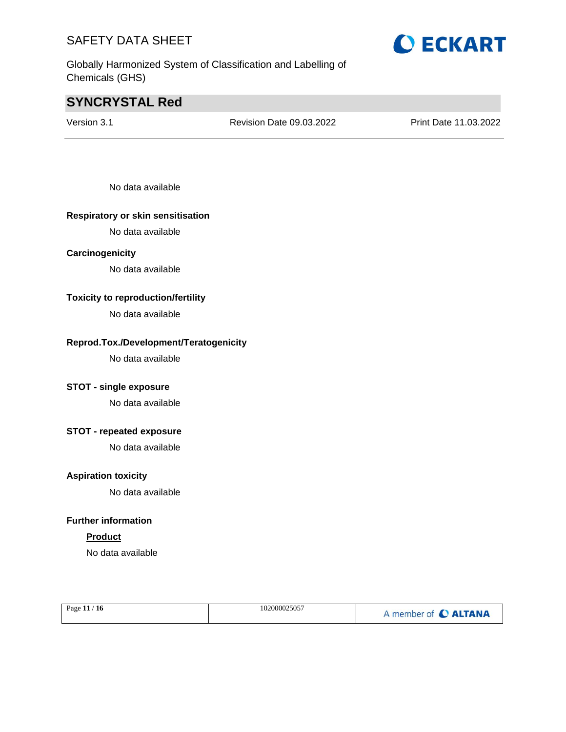No data available

**Respiratory or skin sensitisation**

No data available

**Carcinogenicity**

No data available

**Toxicity to reproduction/fertility**

No data available

**Reprod.Tox./Development/Teratogenicity**

No data available

**STOT - single exposure**

No data available

**STOT - repeated exposure**

No data available

**Aspiration toxicity**

No data available

**Further information**

**Product**

No data available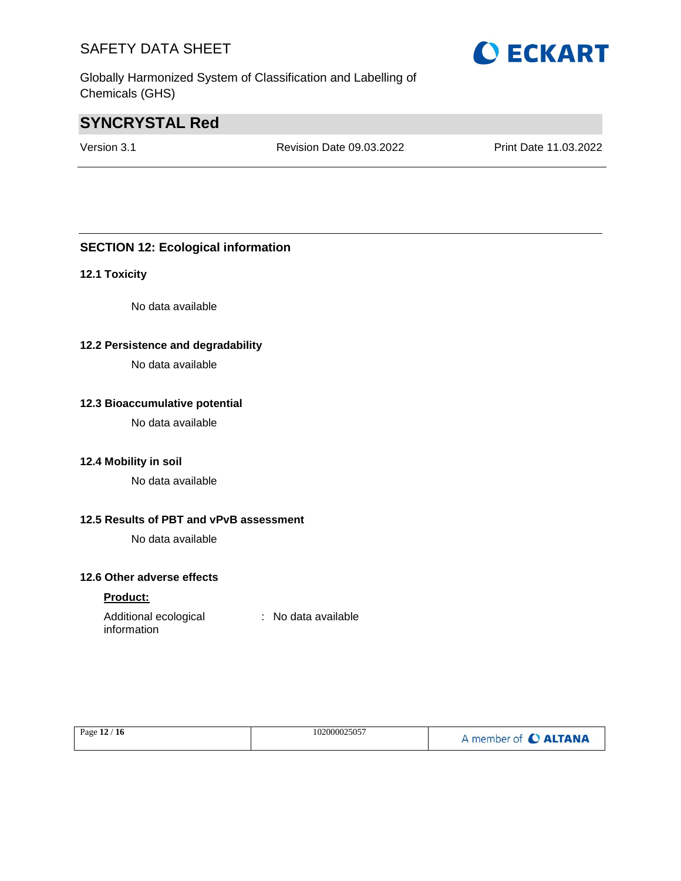## SECTION 12: Ecological information

### 12.1 Toxicity

No data available

### 12.2 Persistence and degradability

No data available

### 12.3 Bioaccumulative potential

No data available

### 12.4 Mobility in soil

No data available

### 12.5 Results of PBT and vPvB assessment

No data available

### 12.6 Other adverse effects

**Product:**

Additional ecological information : No data available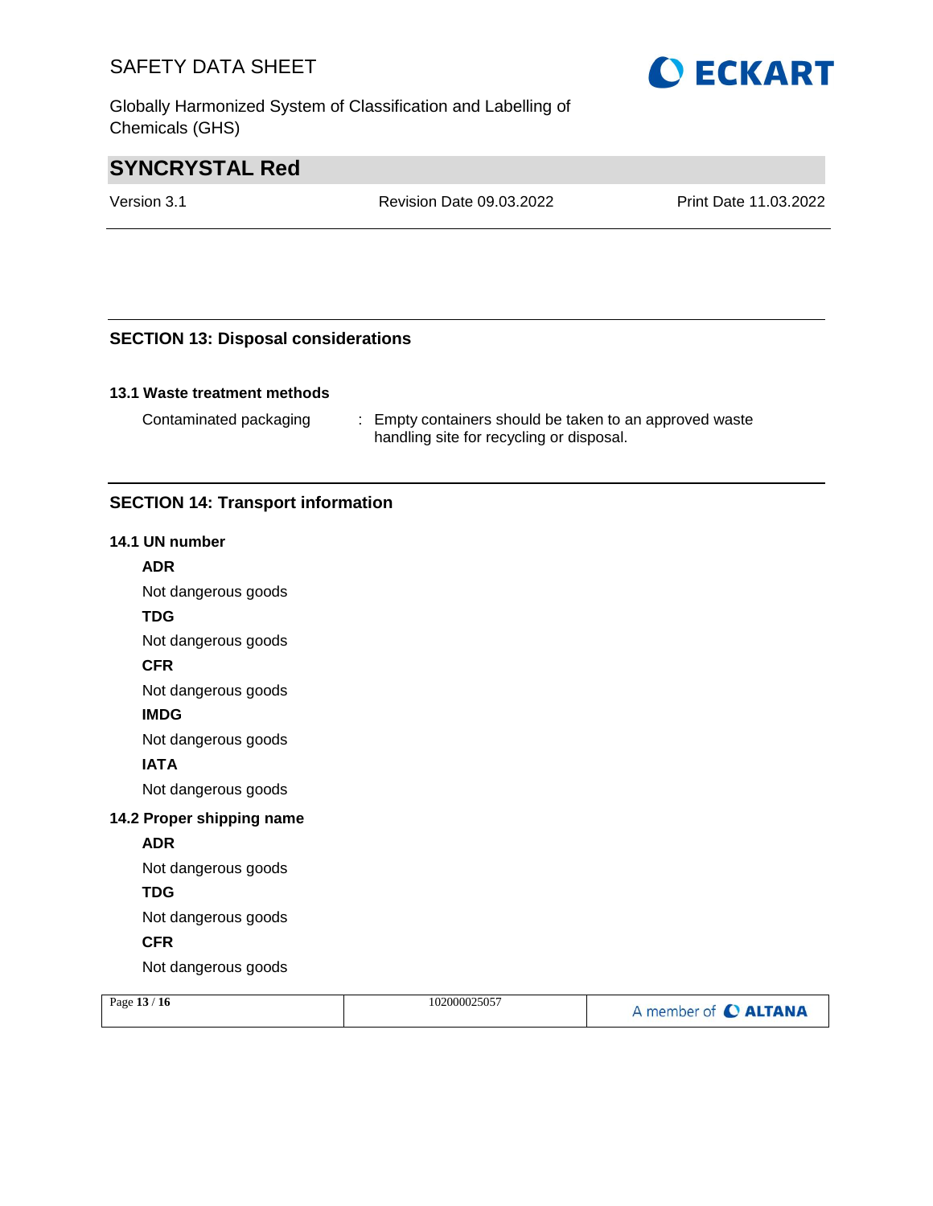## SECTION 13: Disposal considerations

### 13.1 Waste treatment methods

Contaminated packaging : Empty containers should be taken to an approved waste handling site for recycling or disposal.

## SECTION 14: Transport information

### 14.1 UN number

**ADR**

Not dangerous goods

**TDG**

Not dangerous goods

**CFR**

Not dangerous goods

**IMDG**

Not dangerous goods

**IATA**

Not dangerous goods

### 14.2 Proper shipping name

**ADR**

Not dangerous goods

**TDG**

Not dangerous goods

**CFR**

Not dangerous goods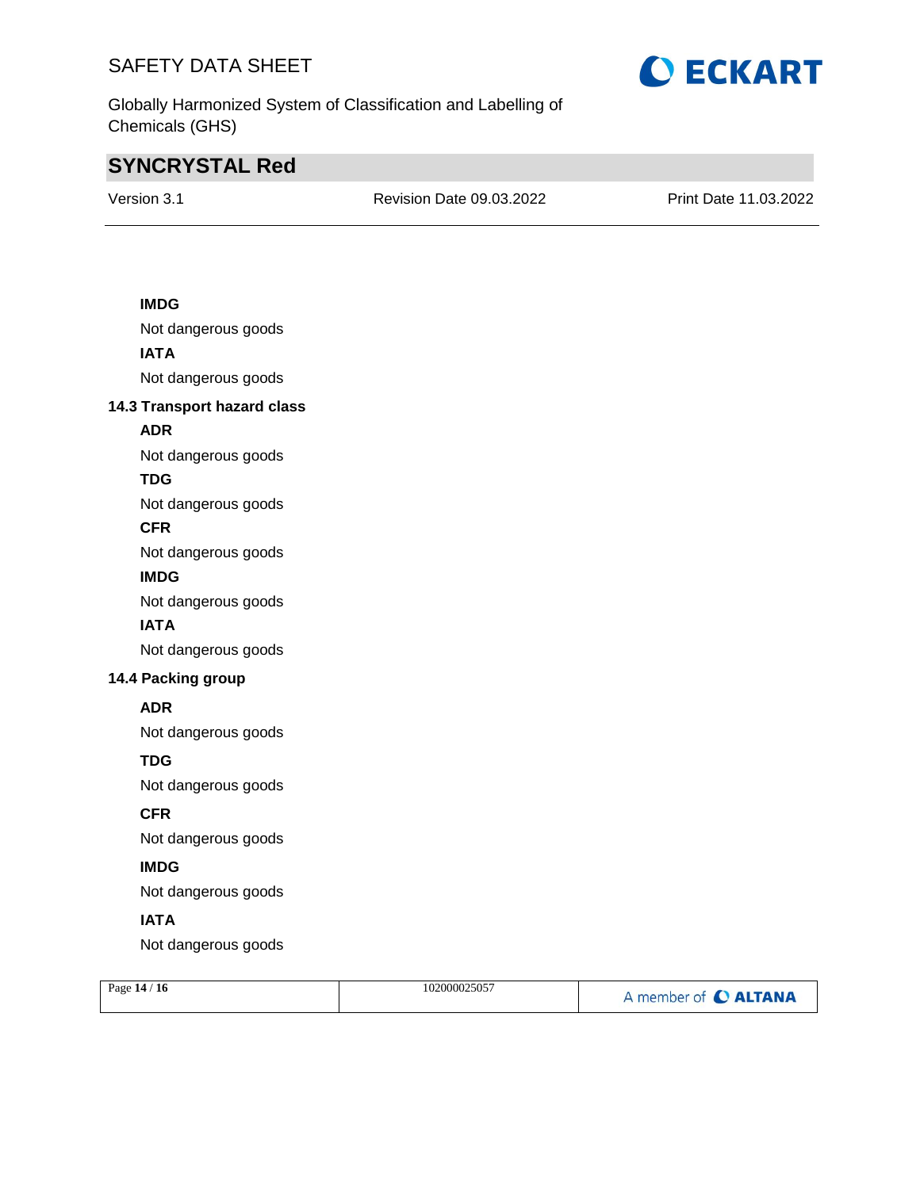**IMDG**

Not dangerous goods

**IATA**

Not dangerous goods

### 14.3 Transport hazard class

**ADR**

Not dangerous goods

**TDG**

Not dangerous goods

**CFR**

Not dangerous goods

**IMDG**

Not dangerous goods

**IATA**

Not dangerous goods

### 14.4 Packing group

**ADR**

Not dangerous goods

**TDG**

Not dangerous goods

**CFR**

Not dangerous goods

**IMDG**

Not dangerous goods

**IATA**

Not dangerous goods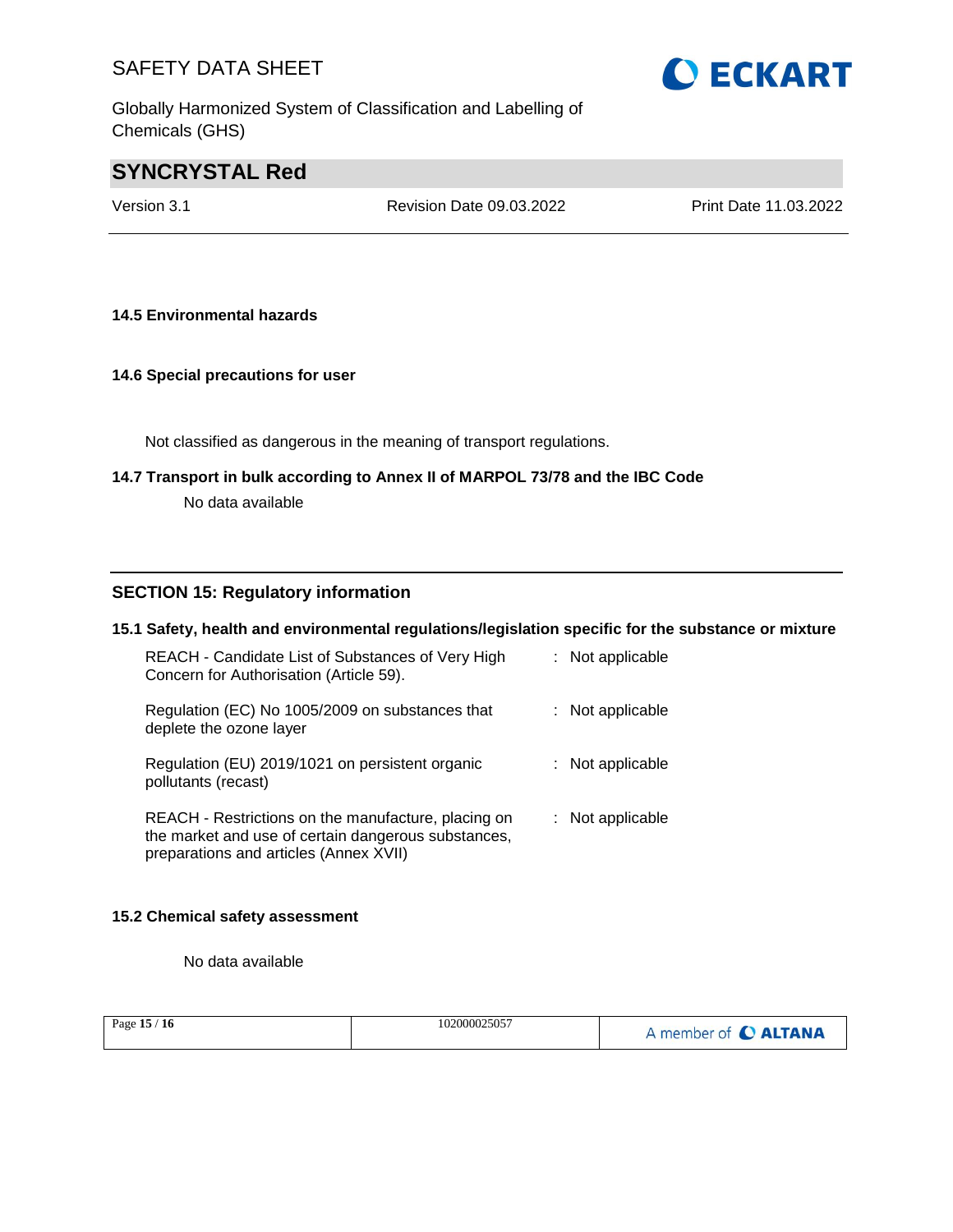### 14.5 Environmental hazards

### 14.6 Special precautions for user

Not classified as dangerous in the meaning of transport regulations.

### 14.7 Transport in bulk according to Annex II of MARPOL 73/78 and the IBC Code

No data available

## SECTION 15: Regulatory information

### 15.1 Safety, health and environmental regulations/legislation specific for the substance or mixture

| | | |
|---|---|---|
| REACH - Candidate List of Substances of Very High Concern for Authorisation (Article 59). | : | Not applicable |
| Regulation (EC) No 1005/2009 on substances that deplete the ozone layer | : | Not applicable |
| Regulation (EU) 2019/1021 on persistent organic pollutants (recast) | : | Not applicable |
| REACH - Restrictions on the manufacture, placing on the market and use of certain dangerous substances, preparations and articles (Annex XVII) | : | Not applicable |

### 15.2 Chemical safety assessment

No data available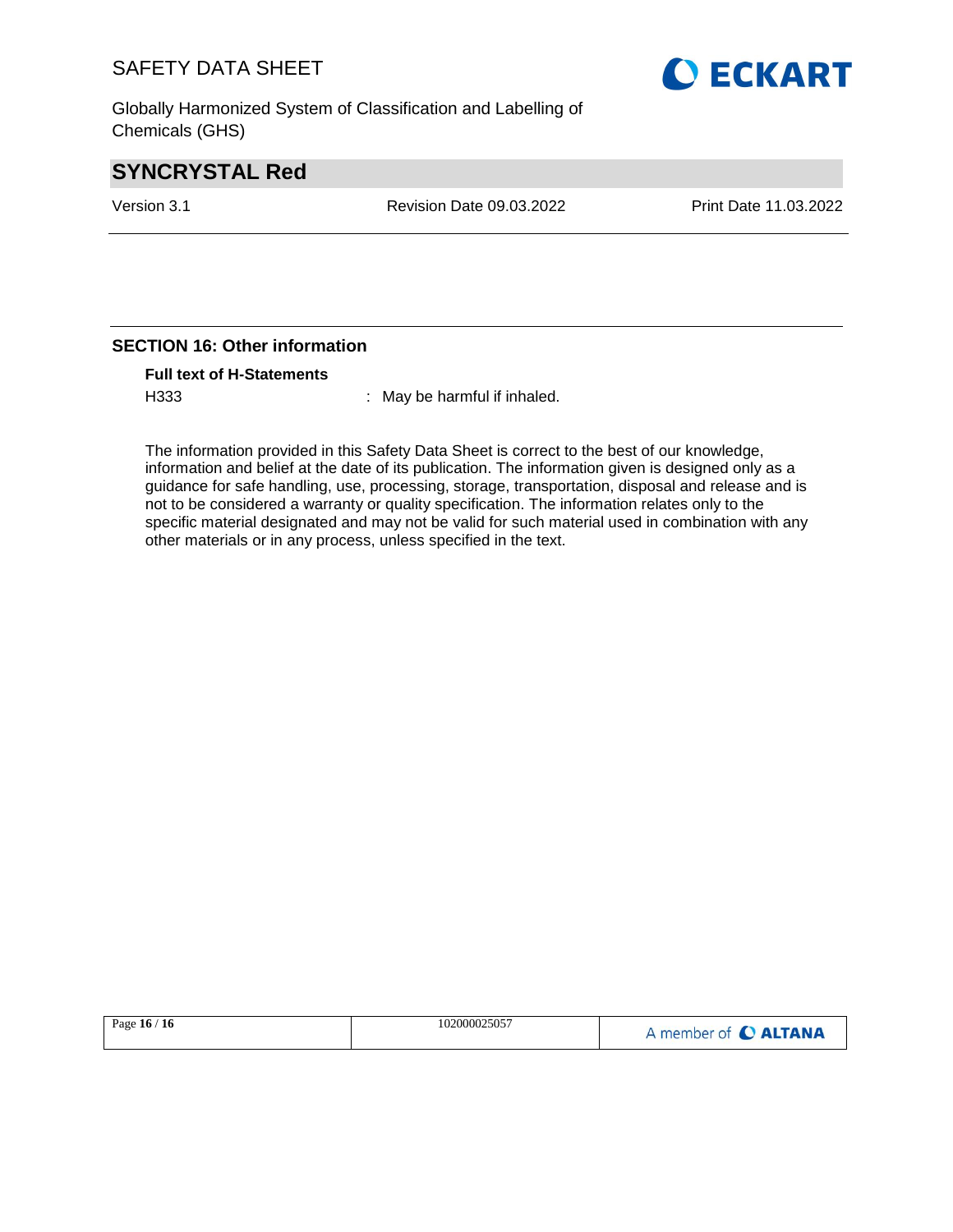## SECTION 16: Other information

**Full text of H-Statements**

H333 : May be harmful if inhaled.

The information provided in this Safety Data Sheet is correct to the best of our knowledge, information and belief at the date of its publication. The information given is designed only as a guidance for safe handling, use, processing, storage, transportation, disposal and release and is not to be considered a warranty or quality specification. The information relates only to the specific material designated and may not be valid for such material used in combination with any other materials or in any process, unless specified in the text.